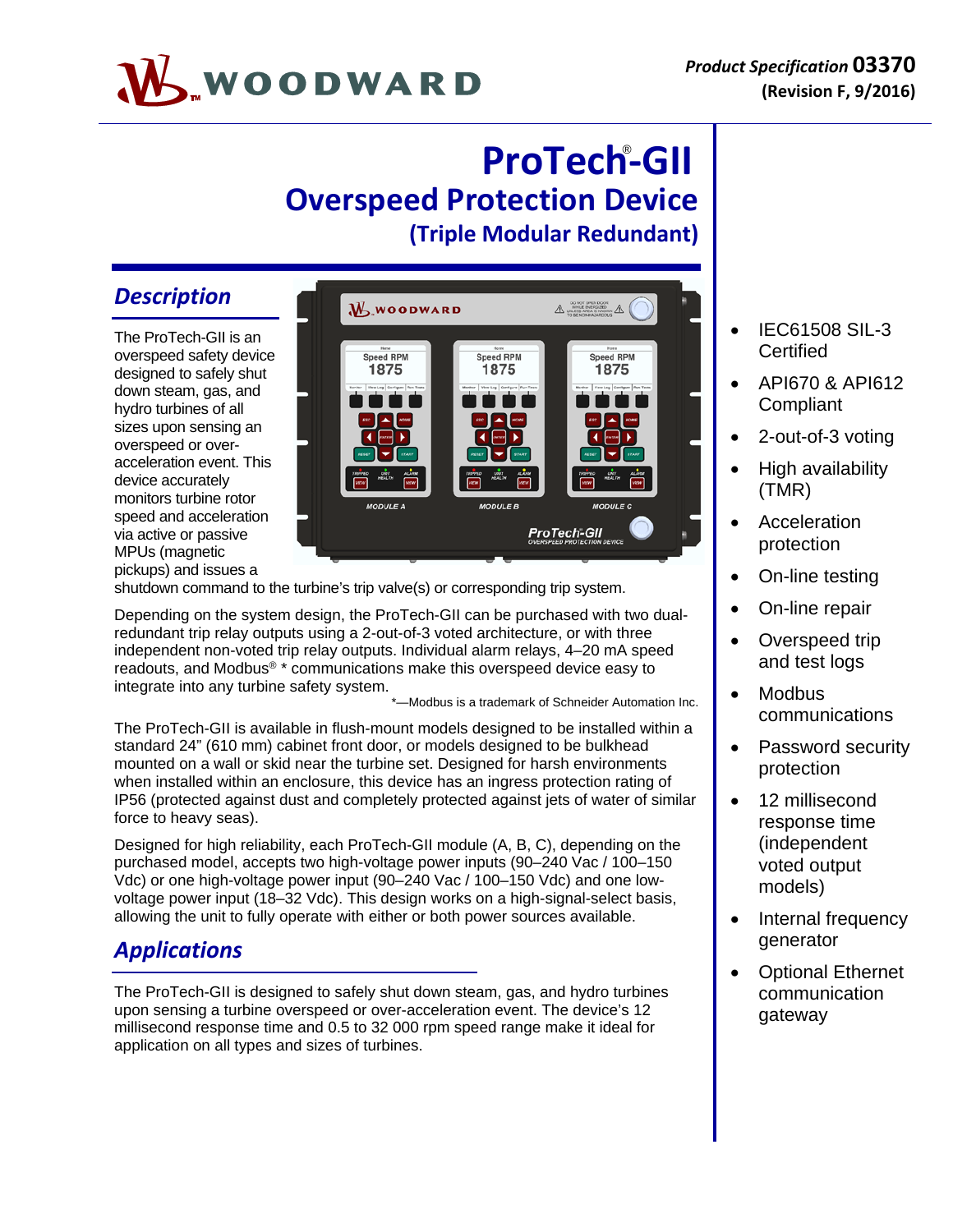# ProTech®-GII

## Overspeed Protection Device

### (Triple Modular Redundant)

## Description

The ProTech-GII is an overspeed safety device designed to safely shut down steam, gas, and hydro turbines of all sizes upon sensing an overspeed or over-acceleration event. This device accurately monitors turbine rotor speed and acceleration via active or passive MPUs (magnetic pickups) and issues a shutdown command to the turbine's trip valve(s) or corresponding trip system.

Depending on the system design, the ProTech-GII can be purchased with two dual-redundant trip relay outputs using a 2-out-of-3 voted architecture, or with three independent non-voted trip relay outputs. Individual alarm relays, 4–20 mA speed readouts, and Modbus® * communications make this overspeed device easy to integrate into any turbine safety system.

*—Modbus is a trademark of Schneider Automation Inc.

The ProTech-GII is available in flush-mount models designed to be installed within a standard 24" (610 mm) cabinet front door, or models designed to be bulkhead mounted on a wall or skid near the turbine set. Designed for harsh environments when installed within an enclosure, this device has an ingress protection rating of IP56 (protected against dust and completely protected against jets of water of similar force to heavy seas).

Designed for high reliability, each ProTech-GII module (A, B, C), depending on the purchased model, accepts two high-voltage power inputs (90–240 Vac / 100–150 Vdc) or one high-voltage power input (90–240 Vac / 100–150 Vdc) and one low-voltage power input (18–32 Vdc). This design works on a high-signal-select basis, allowing the unit to fully operate with either or both power sources available.

## Applications

The ProTech-GII is designed to safely shut down steam, gas, and hydro turbines upon sensing a turbine overspeed or over-acceleration event. The device's 12 millisecond response time and 0.5 to 32 000 rpm speed range make it ideal for application on all types and sizes of turbines.

- IEC61508 SIL-3 Certified
- API670 & API612 Compliant
- 2-out-of-3 voting
- High availability (TMR)
- Acceleration protection
- On-line testing
- On-line repair
- Overspeed trip and test logs
- Modbus communications
- Password security protection
- 12 millisecond response time (independent voted output models)
- Internal frequency generator
- Optional Ethernet communication gateway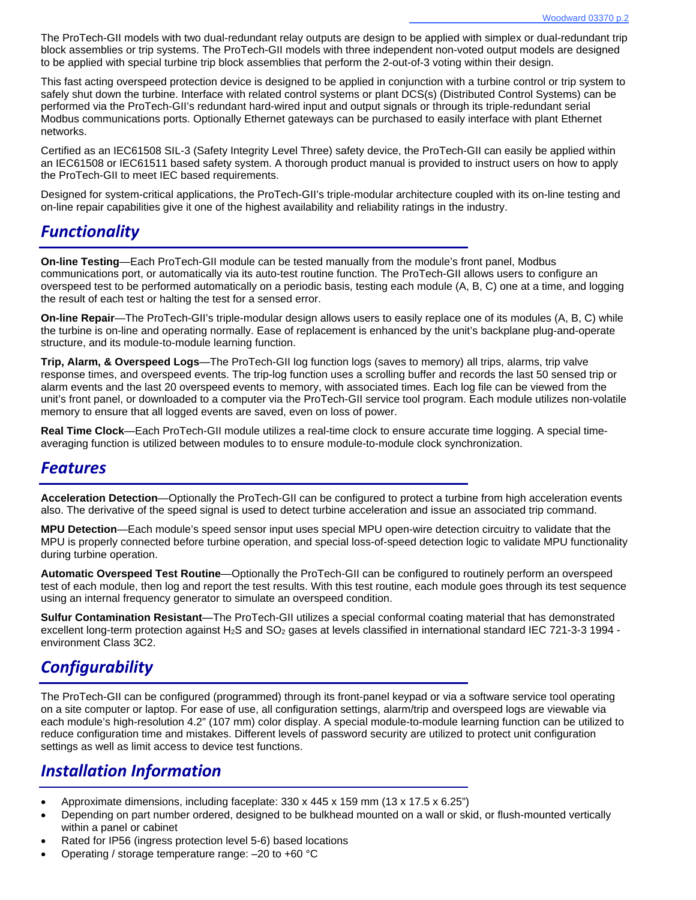The ProTech-GII models with two dual-redundant relay outputs are design to be applied with simplex or dual-redundant trip block assemblies or trip systems. The ProTech-GII models with three independent non-voted output models are designed to be applied with special turbine trip block assemblies that perform the 2-out-of-3 voting within their design.

This fast acting overspeed protection device is designed to be applied in conjunction with a turbine control or trip system to safely shut down the turbine. Interface with related control systems or plant DCS(s) (Distributed Control Systems) can be performed via the ProTech-GII's redundant hard-wired input and output signals or through its triple-redundant serial Modbus communications ports. Optionally Ethernet gateways can be purchased to easily interface with plant Ethernet networks.

Certified as an IEC61508 SIL-3 (Safety Integrity Level Three) safety device, the ProTech-GII can easily be applied within an IEC61508 or IEC61511 based safety system. A thorough product manual is provided to instruct users on how to apply the ProTech-GII to meet IEC based requirements.

Designed for system-critical applications, the ProTech-GII's triple-modular architecture coupled with its on-line testing and on-line repair capabilities give it one of the highest availability and reliability ratings in the industry.

## *Functionality*

**On-line Testing**—Each ProTech-GII module can be tested manually from the module's front panel, Modbus communications port, or automatically via its auto-test routine function. The ProTech-GII allows users to configure an overspeed test to be performed automatically on a periodic basis, testing each module (A, B, C) one at a time, and logging the result of each test or halting the test for a sensed error.

**On-line Repair**—The ProTech-GII's triple-modular design allows users to easily replace one of its modules (A, B, C) while the turbine is on-line and operating normally. Ease of replacement is enhanced by the unit's backplane plug-and-operate structure, and its module-to-module learning function.

**Trip, Alarm, & Overspeed Logs**—The ProTech-GII log function logs (saves to memory) all trips, alarms, trip valve response times, and overspeed events. The trip-log function uses a scrolling buffer and records the last 50 sensed trip or alarm events and the last 20 overspeed events to memory, with associated times. Each log file can be viewed from the unit's front panel, or downloaded to a computer via the ProTech-GII service tool program. Each module utilizes non-volatile memory to ensure that all logged events are saved, even on loss of power.

**Real Time Clock**—Each ProTech-GII module utilizes a real-time clock to ensure accurate time logging. A special time-averaging function is utilized between modules to to ensure module-to-module clock synchronization.

## *Features*

**Acceleration Detection**—Optionally the ProTech-GII can be configured to protect a turbine from high acceleration events also. The derivative of the speed signal is used to detect turbine acceleration and issue an associated trip command.

**MPU Detection**—Each module's speed sensor input uses special MPU open-wire detection circuitry to validate that the MPU is properly connected before turbine operation, and special loss-of-speed detection logic to validate MPU functionality during turbine operation.

**Automatic Overspeed Test Routine**—Optionally the ProTech-GII can be configured to routinely perform an overspeed test of each module, then log and report the test results. With this test routine, each module goes through its test sequence using an internal frequency generator to simulate an overspeed condition.

**Sulfur Contamination Resistant**—The ProTech-GII utilizes a special conformal coating material that has demonstrated excellent long-term protection against $H_2S$ and $SO_2$ gases at levels classified in international standard IEC 721-3-3 1994 - environment Class 3C2.

## *Configurability*

The ProTech-GII can be configured (programmed) through its front-panel keypad or via a software service tool operating on a site computer or laptop. For ease of use, all configuration settings, alarm/trip and overspeed logs are viewable via each module's high-resolution 4.2" (107 mm) color display. A special module-to-module learning function can be utilized to reduce configuration time and mistakes. Different levels of password security are utilized to protect unit configuration settings as well as limit access to device test functions.

## *Installation Information*

- Approximate dimensions, including faceplate: 330 x 445 x 159 mm (13 x 17.5 x 6.25")
- Depending on part number ordered, designed to be bulkhead mounted on a wall or skid, or flush-mounted vertically within a panel or cabinet
- Rated for IP56 (ingress protection level 5-6) based locations
- Operating / storage temperature range: –20 to +60 °C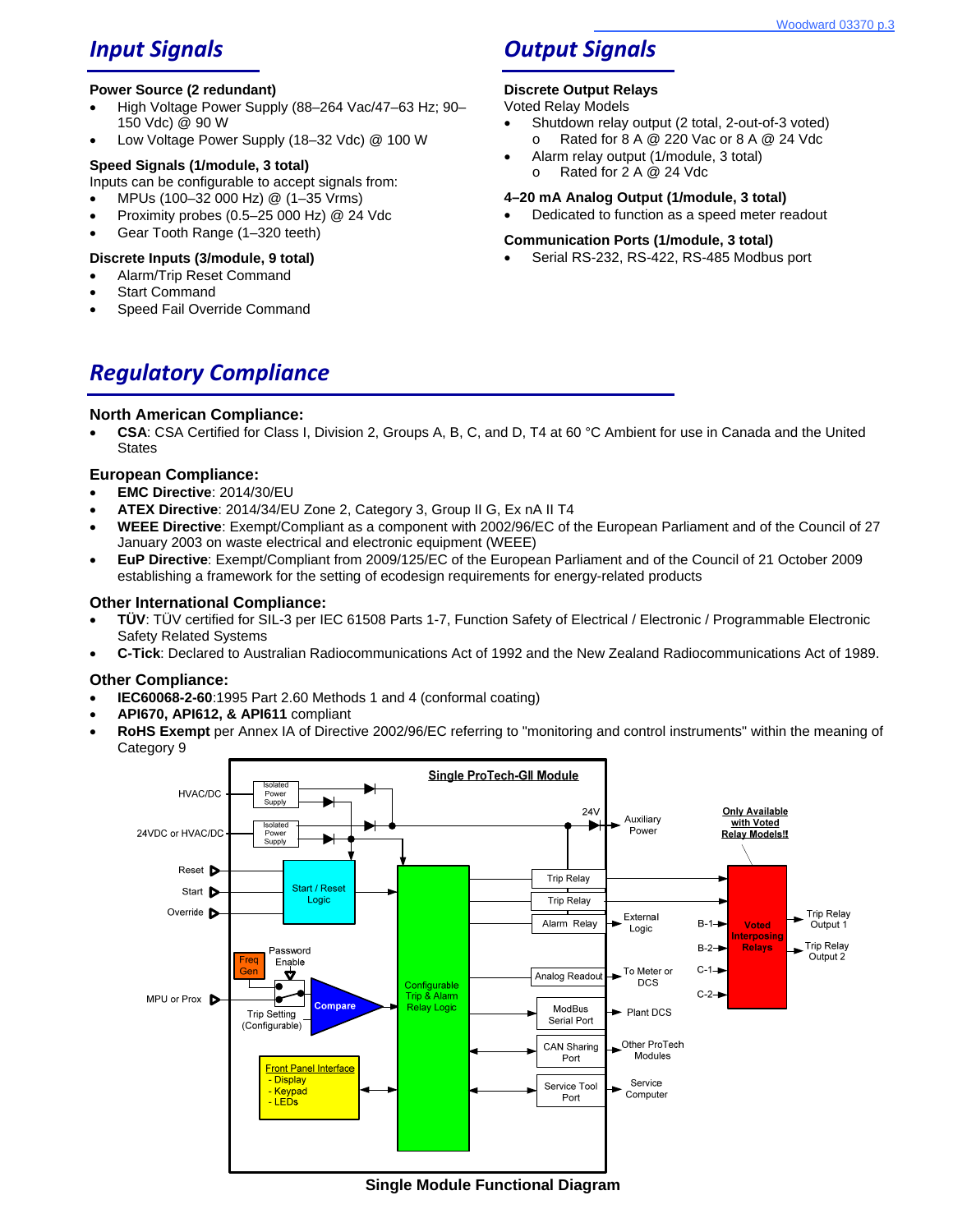## Input Signals

**Power Source (2 redundant)**

- High Voltage Power Supply (88–264 Vac/47–63 Hz; 90–150 Vdc) @ 90 W
- Low Voltage Power Supply (18–32 Vdc) @ 100 W

**Speed Signals (1/module, 3 total)**

Inputs can be configurable to accept signals from:

- MPUs (100–32 000 Hz) @ (1–35 Vrms)
- Proximity probes (0.5–25 000 Hz) @ 24 Vdc
- Gear Tooth Range (1–320 teeth)

**Discrete Inputs (3/module, 9 total)**

- Alarm/Trip Reset Command
- Start Command
- Speed Fail Override Command

## Output Signals

**Discrete Output Relays**

Voted Relay Models

- Shutdown relay output (2 total, 2-out-of-3 voted)
  - Rated for 8 A @ 220 Vac or 8 A @ 24 Vdc
- Alarm relay output (1/module, 3 total)
  - Rated for 2 A @ 24 Vdc

**4–20 mA Analog Output (1/module, 3 total)**

- Dedicated to function as a speed meter readout

**Communication Ports (1/module, 3 total)**

- Serial RS-232, RS-422, RS-485 Modbus port

## Regulatory Compliance

**North American Compliance:**

- **CSA**: CSA Certified for Class I, Division 2, Groups A, B, C, and D, T4 at 60 °C Ambient for use in Canada and the United States

**European Compliance:**

- **EMC Directive**: 2014/30/EU
- **ATEX Directive**: 2014/34/EU Zone 2, Category 3, Group II G, Ex nA II T4
- **WEEE Directive**: Exempt/Compliant as a component with 2002/96/EC of the European Parliament and of the Council of 27 January 2003 on waste electrical and electronic equipment (WEEE)
- **EuP Directive**: Exempt/Compliant from 2009/125/EC of the European Parliament and of the Council of 21 October 2009 establishing a framework for the setting of ecodesign requirements for energy-related products

**Other International Compliance:**

- **TÜV**: TÜV certified for SIL-3 per IEC 61508 Parts 1-7, Function Safety of Electrical / Electronic / Programmable Electronic Safety Related Systems
- **C-Tick**: Declared to Australian Radiocommunications Act of 1992 and the New Zealand Radiocommunications Act of 1989.

**Other Compliance:**

- **IEC60068-2-60**:1995 Part 2.60 Methods 1 and 4 (conformal coating)
- **API670, API612, & API611** compliant
- **RoHS Exempt** per Annex IA of Directive 2002/96/EC referring to "monitoring and control instruments" within the meaning of Category 9

**Single Module Functional Diagram**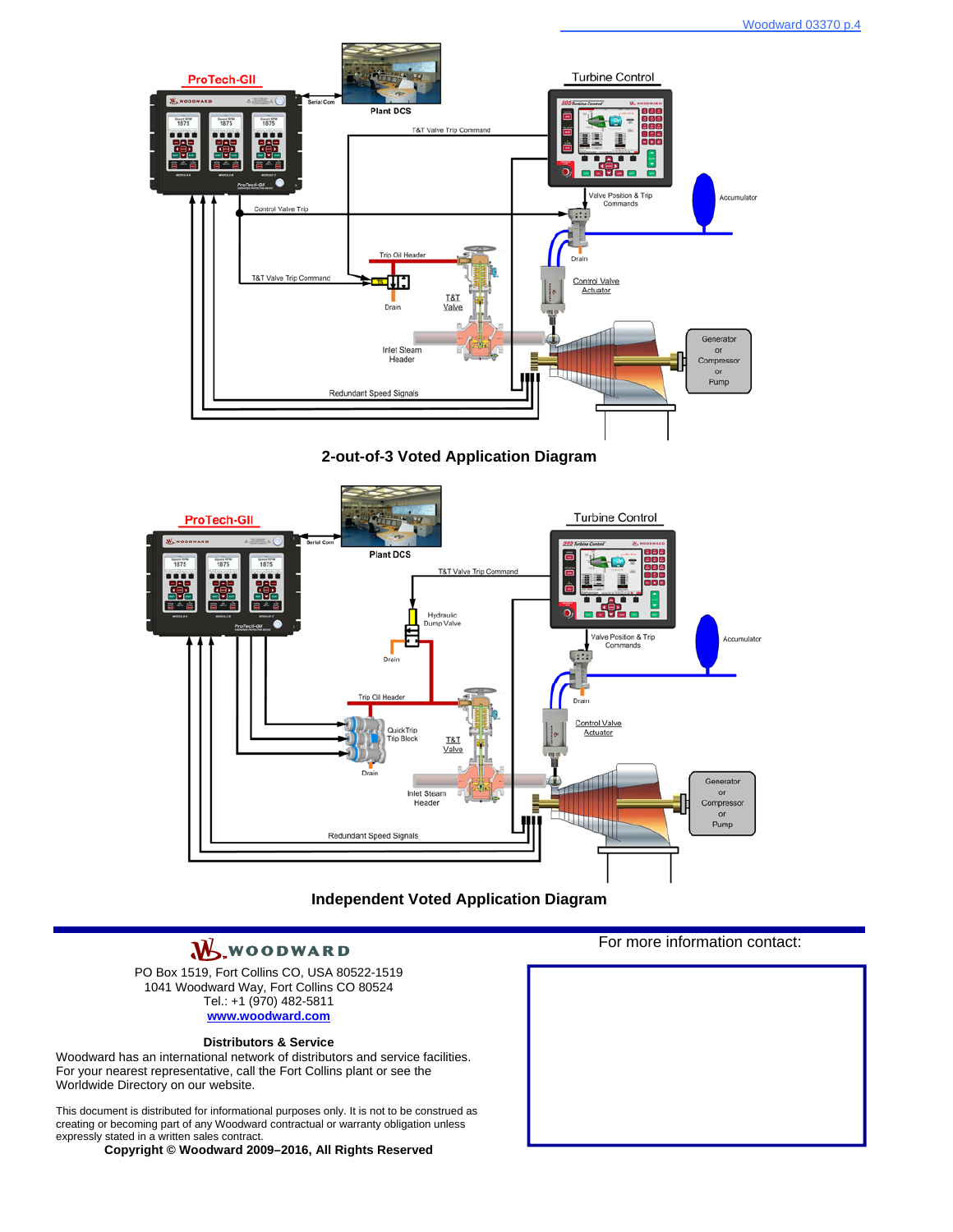ProTech-GII

Plant DCS

Serial Com

Turbine Control

T&T Valve Trip Command

Valve Position & Trip Commands

Accumulator

Control Valve Trip

Drain

Control Valve Actuator

Trip Oil Header

T&T Valve Trip Command

T&T Valve

Drain

Inlet Steam Header

Generator or Compressor or Pump

Redundant Speed Signals

**2-out-of-3 Voted Application Diagram**

ProTech-GII

Plant DCS

Serial Com

Turbine Control

T&T Valve Trip Command

Hydraulic Dump Valve

Drain

Valve Position & Trip Commands

Accumulator

Drain

Control Valve Actuator

Trip Oil Header

QuickTrip Trip Block

T&T Valve

Drain

Inlet Steam Header

Generator or Compressor or Pump

Redundant Speed Signals

**Independent Voted Application Diagram**

WOODWARD

PO Box 1519, Fort Collins CO, USA 80522-1519
1041 Woodward Way, Fort Collins CO 80524
Tel.: +1 (970) 482-5811
www.woodward.com

**Distributors & Service**

Woodward has an international network of distributors and service facilities. For your nearest representative, call the Fort Collins plant or see the Worldwide Directory on our website.

This document is distributed for informational purposes only. It is not to be construed as creating or becoming part of any Woodward contractual or warranty obligation unless expressly stated in a written sales contract.

**Copyright © Woodward 2009–2016, All Rights Reserved**

For more information contact: